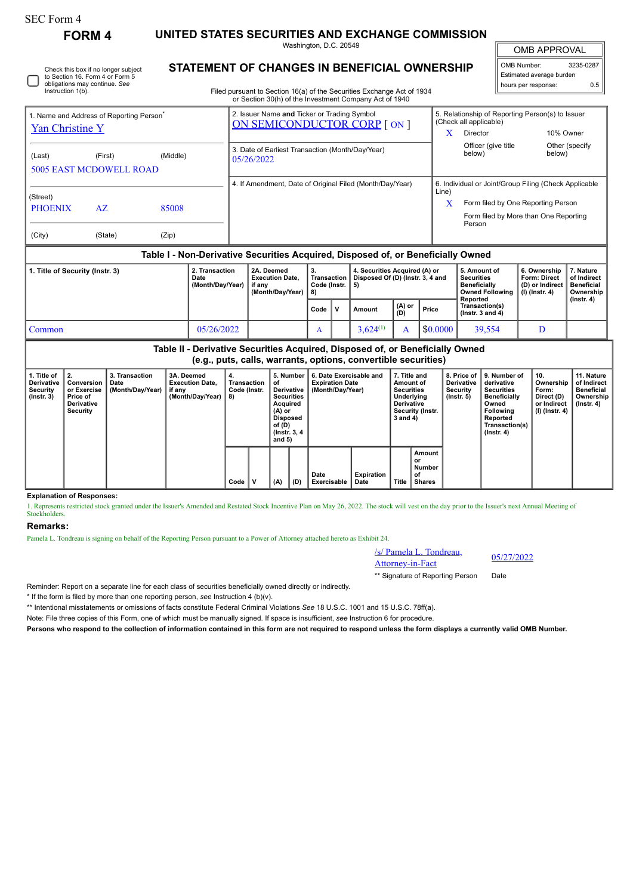SEC Form 4

**FORM 4**

# UNITED STATES SECURITIES AND EXCHANGE COMMISSION

Washington, D.C. 20549

## STATEMENT OF CHANGES IN BENEFICIAL OWNERSHIP

Filed pursuant to Section 16(a) of the Securities Exchange Act of 1934 or Section 30(h) of the Investment Company Act of 1940

| OMB APPROVAL | |
|---|---|
| OMB Number: | 3235-0287 |
| Estimated average burden hours per response: | 0.5 |

☐ Check this box if no longer subject to Section 16. Form 4 or Form 5 obligations may continue. *See* Instruction 1(b).

| 1. Name and Address of Reporting Person* | 2. Issuer Name **and** Ticker or Trading Symbol | 5. Relationship of Reporting Person(s) to Issuer (Check all applicable) |
|---|---|---|
| Yan Christine Y | ON SEMICONDUCTOR CORP [ ON ] | X Director; 10% Owner; Officer (give title below); Other (specify below) |
| (Last) (First) (Middle) 5005 EAST MCDOWELL ROAD | 3. Date of Earliest Transaction (Month/Day/Year) 05/26/2022 | |
| (Street) PHOENIX AZ 85008 | 4. If Amendment, Date of Original Filed (Month/Day/Year) | 6. Individual or Joint/Group Filing (Check Applicable Line) X Form filed by One Reporting Person; Form filed by More than One Reporting Person |
| (City) (State) (Zip) | | |

### Table I - Non-Derivative Securities Acquired, Disposed of, or Beneficially Owned

| 1. Title of Security (Instr. 3) | 2. Transaction Date (Month/Day/Year) | 2A. Deemed Execution Date, if any (Month/Day/Year) | 3. Transaction Code (Instr. 8) | | 4. Securities Acquired (A) or Disposed Of (D) (Instr. 3, 4 and 5) | | | 5. Amount of Securities Beneficially Owned Following Reported Transaction(s) (Instr. 3 and 4) | 6. Ownership Form: Direct (D) or Indirect (I) (Instr. 4) | 7. Nature of Indirect Beneficial Ownership (Instr. 4) |
|---|---|---|---|---|---|---|---|---|---|---|
| | | | Code | V | Amount | (A) or (D) | Price | | | |
| Common | 05/26/2022 | | A | | 3,624[(1)] | A | $0.0000 | 39,554 | D | |

### Table II - Derivative Securities Acquired, Disposed of, or Beneficially Owned (e.g., puts, calls, warrants, options, convertible securities)

| 1. Title of Derivative Security (Instr. 3) | 2. Conversion or Exercise Price of Derivative Security | 3. Transaction Date (Month/Day/Year) | 3A. Deemed Execution Date, if any (Month/Day/Year) | 4. Transaction Code (Instr. 8) | | 5. Number of Derivative Securities Acquired (A) or Disposed of (D) (Instr. 3, 4 and 5) | | 6. Date Exercisable and Expiration Date (Month/Day/Year) | | 7. Title and Amount of Securities Underlying Derivative Security (Instr. 3 and 4) | | 8. Price of Derivative Security (Instr. 5) | 9. Number of derivative Securities Beneficially Owned Following Reported Transaction(s) (Instr. 4) | 10. Ownership Form: Direct (D) or Indirect (I) (Instr. 4) | 11. Nature of Indirect Beneficial Ownership (Instr. 4) |
|---|---|---|---|---|---|---|---|---|---|---|---|---|---|---|---|
| | | | | Code | V | (A) | (D) | Date Exercisable | Expiration Date | Title | Amount or Number of Shares | | | | |

**Explanation of Responses:**

1. Represents restricted stock granted under the Issuer's Amended and Restated Stock Incentive Plan on May 26, 2022. The stock will vest on the day prior to the Issuer's next Annual Meeting of Stockholders.

## Remarks:

Pamela L. Tondreau is signing on behalf of the Reporting Person pursuant to a Power of Attorney attached hereto as Exhibit 24.

| /s/ Pamela L. Tondreau, Attorney-in-Fact | 05/27/2022 |
|---|---|
| ** Signature of Reporting Person | Date |

Reminder: Report on a separate line for each class of securities beneficially owned directly or indirectly.

\* If the form is filed by more than one reporting person, *see* Instruction 4 (b)(v).

** Intentional misstatements or omissions of facts constitute Federal Criminal Violations *See* 18 U.S.C. 1001 and 15 U.S.C. 78ff(a).

Note: File three copies of this Form, one of which must be manually signed. If space is insufficient, *see* Instruction 6 for procedure.

**Persons who respond to the collection of information contained in this form are not required to respond unless the form displays a currently valid OMB Number.**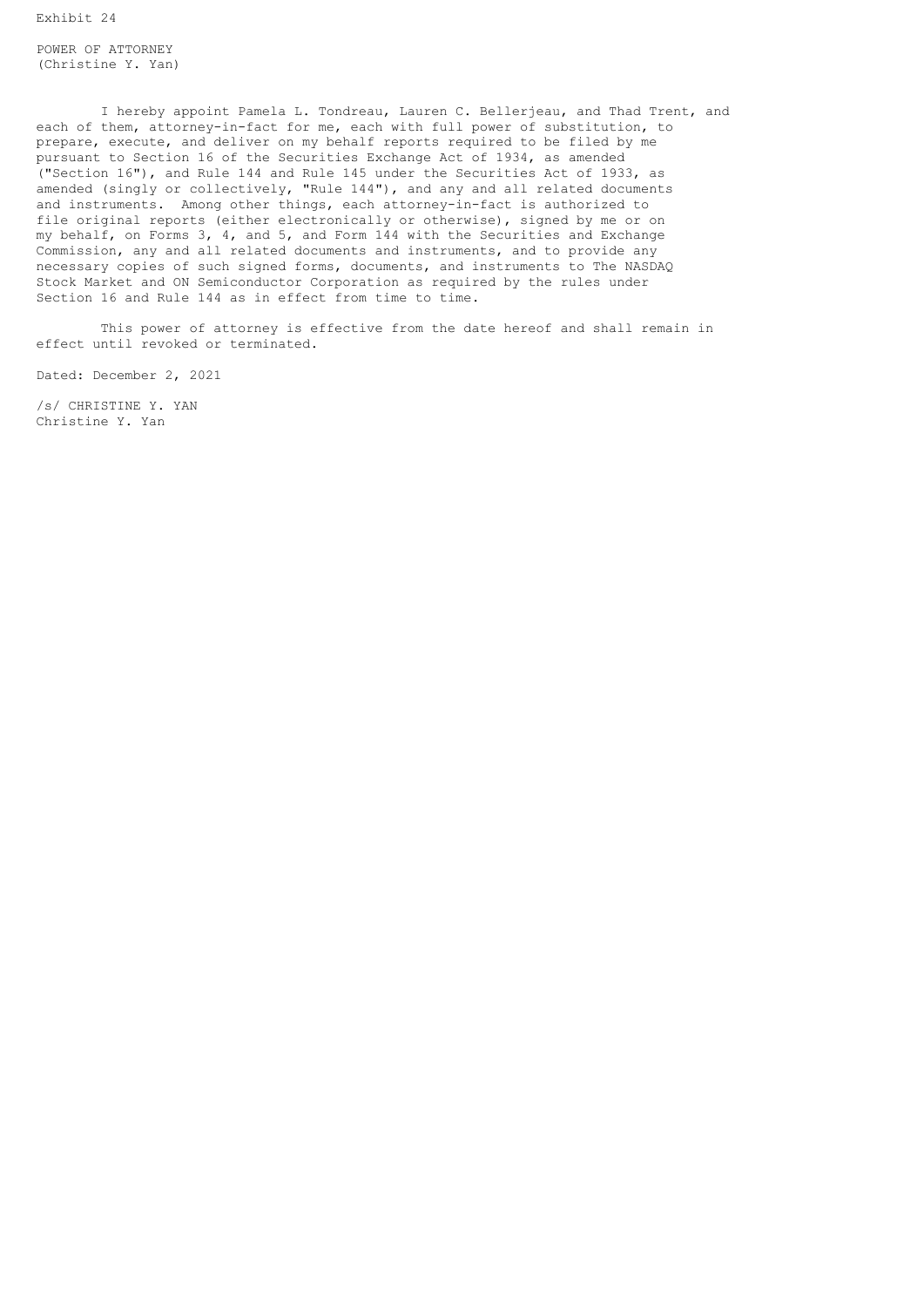Exhibit 24

POWER OF ATTORNEY
(Christine Y. Yan)

I hereby appoint Pamela L. Tondreau, Lauren C. Bellerjeau, and Thad Trent, and each of them, attorney-in-fact for me, each with full power of substitution, to prepare, execute, and deliver on my behalf reports required to be filed by me pursuant to Section 16 of the Securities Exchange Act of 1934, as amended ("Section 16"), and Rule 144 and Rule 145 under the Securities Act of 1933, as amended (singly or collectively, "Rule 144"), and any and all related documents and instruments. Among other things, each attorney-in-fact is authorized to file original reports (either electronically or otherwise), signed by me or on my behalf, on Forms 3, 4, and 5, and Form 144 with the Securities and Exchange Commission, any and all related documents and instruments, and to provide any necessary copies of such signed forms, documents, and instruments to The NASDAQ Stock Market and ON Semiconductor Corporation as required by the rules under Section 16 and Rule 144 as in effect from time to time.

This power of attorney is effective from the date hereof and shall remain in effect until revoked or terminated.

Dated: December 2, 2021

/s/ CHRISTINE Y. YAN
Christine Y. Yan